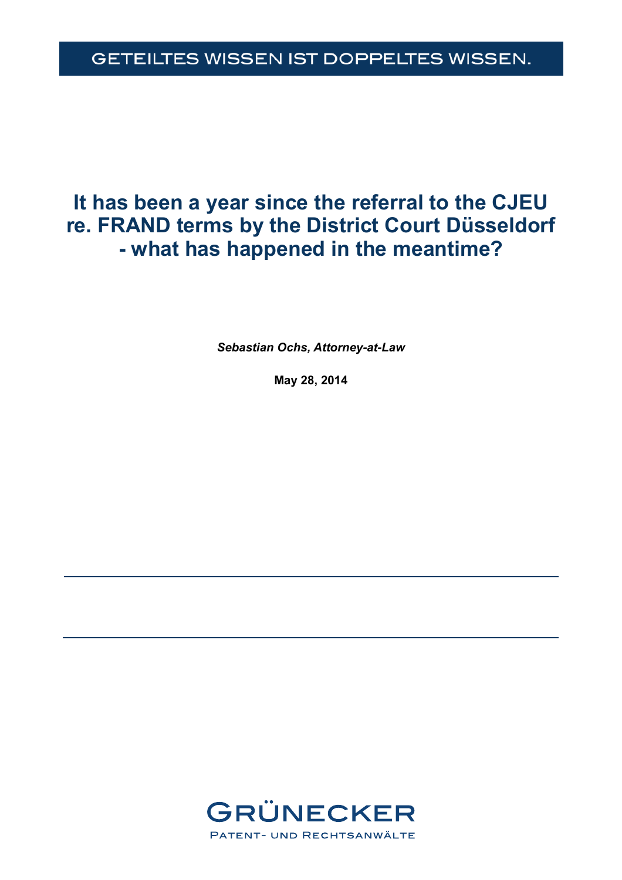GETEILTES WISSEN IST DOPPELTES WISSEN.

# It has been a year since the referral to the CJEU re. FRAND terms by the District Court Düsseldorf - what has happened in the meantime?

***Sebastian Ochs, Attorney-at-Law***

**May 28, 2014**

GRÜNECKER

PATENT- UND RECHTSANWÄLTE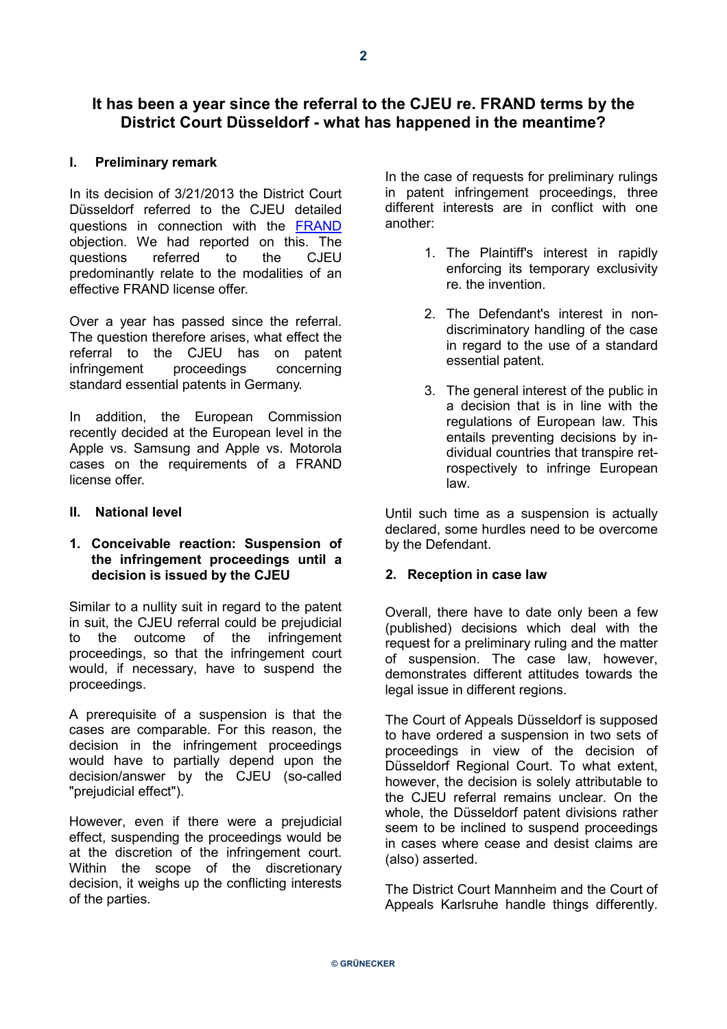## It has been a year since the referral to the CJEU re. FRAND terms by the District Court Düsseldorf - what has happened in the meantime?

### I. Preliminary remark

In its decision of 3/21/2013 the District Court Düsseldorf referred to the CJEU detailed questions in connection with the FRAND objection. We had reported on this. The questions referred to the CJEU predominantly relate to the modalities of an effective FRAND license offer.

Over a year has passed since the referral. The question therefore arises, what effect the referral to the CJEU has on patent infringement proceedings concerning standard essential patents in Germany.

In addition, the European Commission recently decided at the European level in the Apple vs. Samsung and Apple vs. Motorola cases on the requirements of a FRAND license offer.

### II. National level

#### 1. Conceivable reaction: Suspension of the infringement proceedings until a decision is issued by the CJEU

Similar to a nullity suit in regard to the patent in suit, the CJEU referral could be prejudicial to the outcome of the infringement proceedings, so that the infringement court would, if necessary, have to suspend the proceedings.

A prerequisite of a suspension is that the cases are comparable. For this reason, the decision in the infringement proceedings would have to partially depend upon the decision/answer by the CJEU (so-called "prejudicial effect").

However, even if there were a prejudicial effect, suspending the proceedings would be at the discretion of the infringement court. Within the scope of the discretionary decision, it weighs up the conflicting interests of the parties.

In the case of requests for preliminary rulings in patent infringement proceedings, three different interests are in conflict with one another:

1. The Plaintiff's interest in rapidly enforcing its temporary exclusivity re. the invention.
2. The Defendant's interest in non-discriminatory handling of the case in regard to the use of a standard essential patent.
3. The general interest of the public in a decision that is in line with the regulations of European law. This entails preventing decisions by individual countries that transpire retrospectively to infringe European law.

Until such time as a suspension is actually declared, some hurdles need to be overcome by the Defendant.

#### 2. Reception in case law

Overall, there have to date only been a few (published) decisions which deal with the request for a preliminary ruling and the matter of suspension. The case law, however, demonstrates different attitudes towards the legal issue in different regions.

The Court of Appeals Düsseldorf is supposed to have ordered a suspension in two sets of proceedings in view of the decision of Düsseldorf Regional Court. To what extent, however, the decision is solely attributable to the CJEU referral remains unclear. On the whole, the Düsseldorf patent divisions rather seem to be inclined to suspend proceedings in cases where cease and desist claims are (also) asserted.

The District Court Mannheim and the Court of Appeals Karlsruhe handle things differently.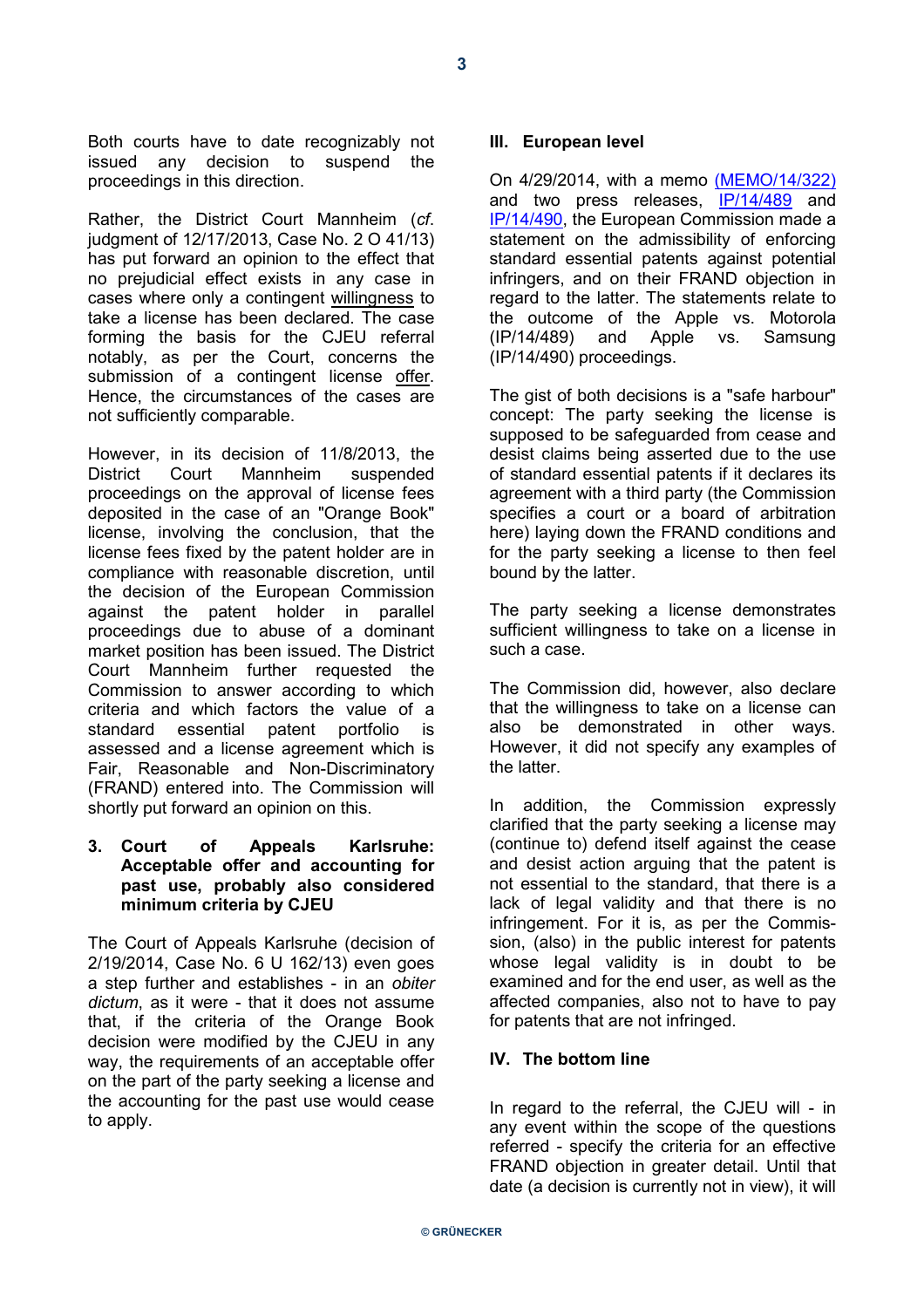Both courts have to date recognizably not issued any decision to suspend the proceedings in this direction.

Rather, the District Court Mannheim (*cf.* judgment of 12/17/2013, Case No. 2 O 41/13) has put forward an opinion to the effect that no prejudicial effect exists in any case in cases where only a contingent willingness to take a license has been declared. The case forming the basis for the CJEU referral notably, as per the Court, concerns the submission of a contingent license offer. Hence, the circumstances of the cases are not sufficiently comparable.

However, in its decision of 11/8/2013, the District Court Mannheim suspended proceedings on the approval of license fees deposited in the case of an "Orange Book" license, involving the conclusion, that the license fees fixed by the patent holder are in compliance with reasonable discretion, until the decision of the European Commission against the patent holder in parallel proceedings due to abuse of a dominant market position has been issued. The District Court Mannheim further requested the Commission to answer according to which criteria and which factors the value of a standard essential patent portfolio is assessed and a license agreement which is Fair, Reasonable and Non-Discriminatory (FRAND) entered into. The Commission will shortly put forward an opinion on this.

### 3. Court of Appeals Karlsruhe: Acceptable offer and accounting for past use, probably also considered minimum criteria by CJEU

The Court of Appeals Karlsruhe (decision of 2/19/2014, Case No. 6 U 162/13) even goes a step further and establishes - in an *obiter dictum*, as it were - that it does not assume that, if the criteria of the Orange Book decision were modified by the CJEU in any way, the requirements of an acceptable offer on the part of the party seeking a license and the accounting for the past use would cease to apply.

## III. European level

On 4/29/2014, with a memo (MEMO/14/322) and two press releases, IP/14/489 and IP/14/490, the European Commission made a statement on the admissibility of enforcing standard essential patents against potential infringers, and on their FRAND objection in regard to the latter. The statements relate to the outcome of the Apple vs. Motorola (IP/14/489) and Apple vs. Samsung (IP/14/490) proceedings.

The gist of both decisions is a "safe harbour" concept: The party seeking the license is supposed to be safeguarded from cease and desist claims being asserted due to the use of standard essential patents if it declares its agreement with a third party (the Commission specifies a court or a board of arbitration here) laying down the FRAND conditions and for the party seeking a license to then feel bound by the latter.

The party seeking a license demonstrates sufficient willingness to take on a license in such a case.

The Commission did, however, also declare that the willingness to take on a license can also be demonstrated in other ways. However, it did not specify any examples of the latter.

In addition, the Commission expressly clarified that the party seeking a license may (continue to) defend itself against the cease and desist action arguing that the patent is not essential to the standard, that there is a lack of legal validity and that there is no infringement. For it is, as per the Commission, (also) in the public interest for patents whose legal validity is in doubt to be examined and for the end user, as well as the affected companies, also not to have to pay for patents that are not infringed.

## IV. The bottom line

In regard to the referral, the CJEU will - in any event within the scope of the questions referred - specify the criteria for an effective FRAND objection in greater detail. Until that date (a decision is currently not in view), it will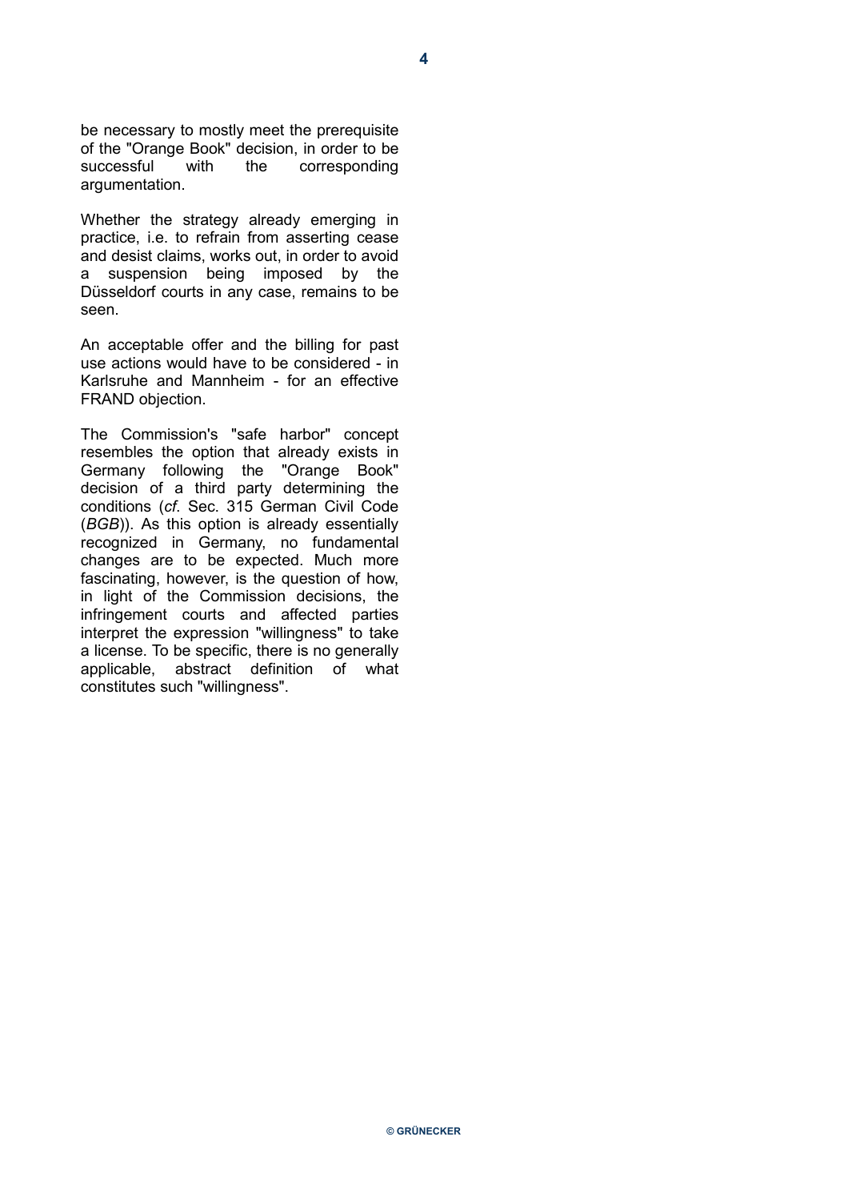be necessary to mostly meet the prerequisite of the "Orange Book" decision, in order to be successful with the corresponding argumentation.

Whether the strategy already emerging in practice, i.e. to refrain from asserting cease and desist claims, works out, in order to avoid a suspension being imposed by the Düsseldorf courts in any case, remains to be seen.

An acceptable offer and the billing for past use actions would have to be considered - in Karlsruhe and Mannheim - for an effective FRAND objection.

The Commission's "safe harbor" concept resembles the option that already exists in Germany following the "Orange Book" decision of a third party determining the conditions (*cf*. Sec. 315 German Civil Code (*BGB*)). As this option is already essentially recognized in Germany, no fundamental changes are to be expected. Much more fascinating, however, is the question of how, in light of the Commission decisions, the infringement courts and affected parties interpret the expression "willingness" to take a license. To be specific, there is no generally applicable, abstract definition of what constitutes such "willingness".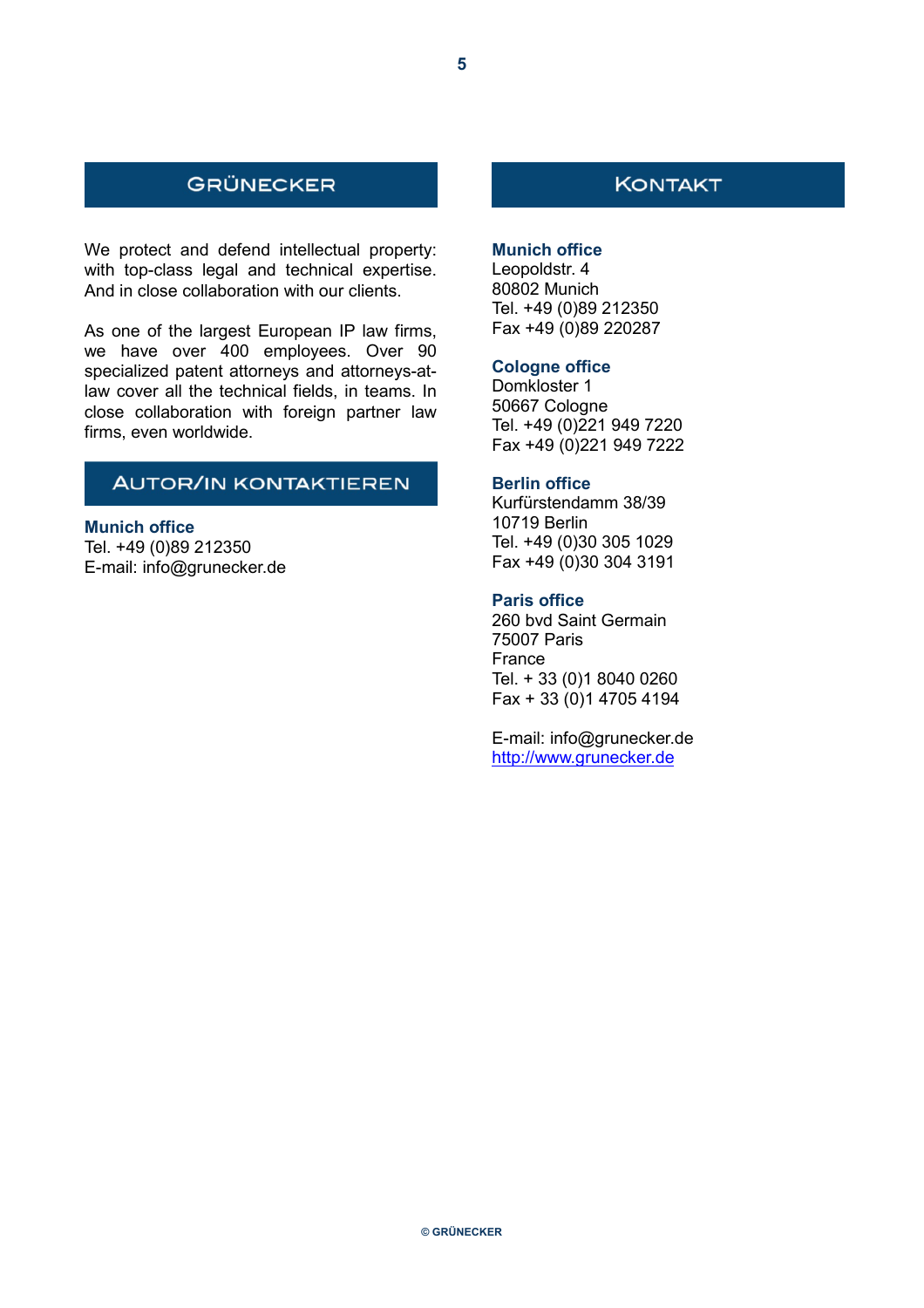## GRÜNECKER

We protect and defend intellectual property: with top-class legal and technical expertise. And in close collaboration with our clients.

As one of the largest European IP law firms, we have over 400 employees. Over 90 specialized patent attorneys and attorneys-at-law cover all the technical fields, in teams. In close collaboration with foreign partner law firms, even worldwide.

## AUTOR/IN KONTAKTIEREN

**Munich office**
Tel. +49 (0)89 212350
E-mail: info@grunecker.de

## KONTAKT

**Munich office**
Leopoldstr. 4
80802 Munich
Tel. +49 (0)89 212350
Fax +49 (0)89 220287

**Cologne office**
Domkloster 1
50667 Cologne
Tel. +49 (0)221 949 7220
Fax +49 (0)221 949 7222

**Berlin office**
Kurfürstendamm 38/39
10719 Berlin
Tel. +49 (0)30 305 1029
Fax +49 (0)30 304 3191

**Paris office**
260 bvd Saint Germain
75007 Paris
France
Tel. + 33 (0)1 8040 0260
Fax + 33 (0)1 4705 4194

E-mail: info@grunecker.de
[http://www.grunecker.de](http://www.grunecker.de)

© GRÜNECKER